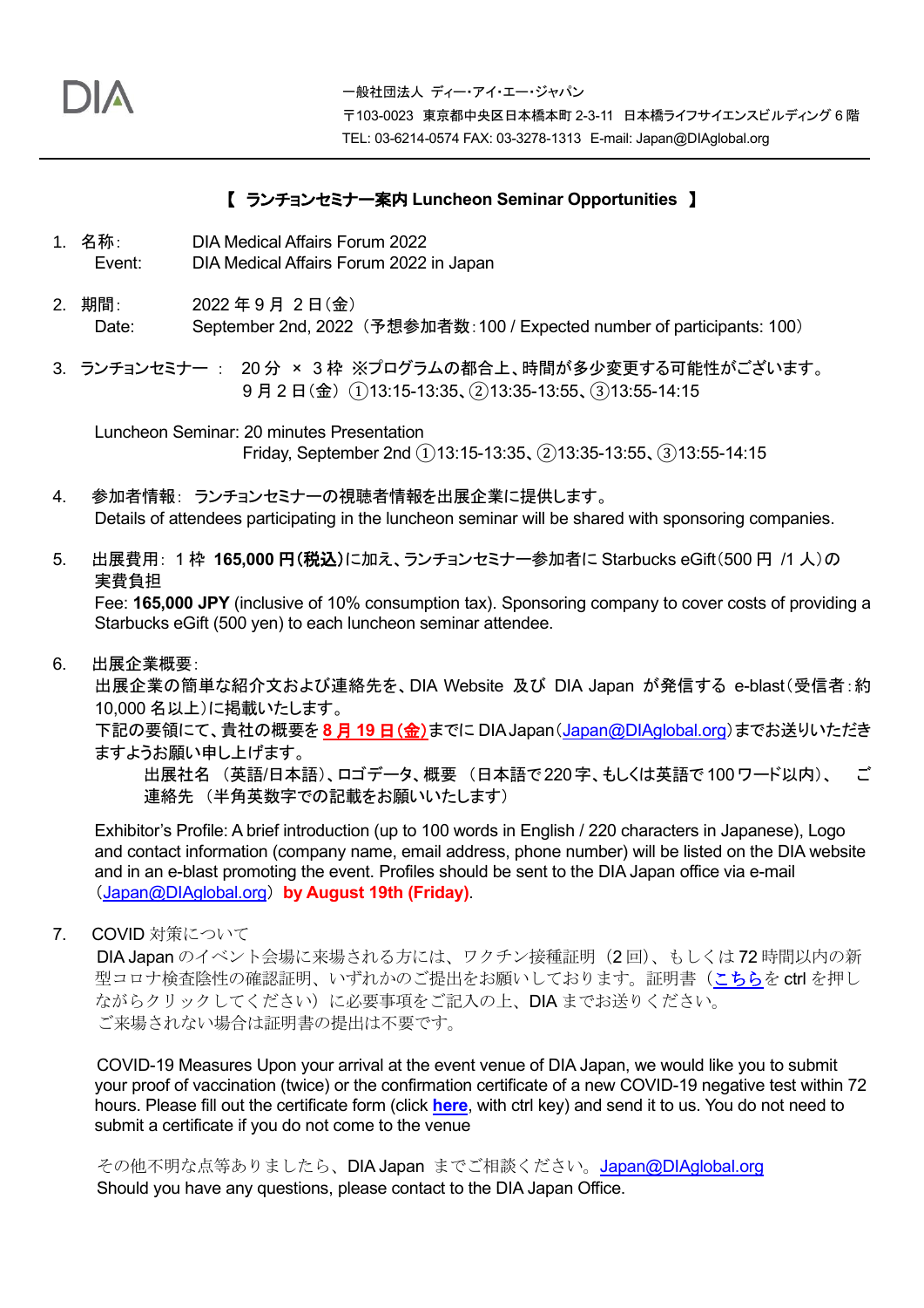DIA

一般社団法人 ディー・アイ・エー・ジャパン
〒103-0023 東京都中央区日本橋本町 2-3-11 日本橋ライフサイエンスビルディング 6 階
TEL: 03-6214-0574 FAX: 03-3278-1313 E-mail: Japan@DIAglobal.org

---

## 【 ランチョンセミナー案内 Luncheon Seminar Opportunities 】

1. 名称: DIA Medical Affairs Forum 2022
   Event: DIA Medical Affairs Forum 2022 in Japan

2. 期間: 2022 年 9 月 2 日(金)
   Date: September 2nd, 2022(予想参加者数:100 / Expected number of participants: 100)

3. ランチョンセミナー : 20 分 × 3 枠 ※プログラムの都合上、時間が多少変更する可能性がございます。
   9 月 2 日(金) ①13:15-13:35、②13:35-13:55、③13:55-14:15

   Luncheon Seminar: 20 minutes Presentation
   Friday, September 2nd ①13:15-13:35、②13:35-13:55、③13:55-14:15

4. 参加者情報: ランチョンセミナーの視聴者情報を出展企業に提供します。
   Details of attendees participating in the luncheon seminar will be shared with sponsoring companies.

5. 出展費用: 1 枠 **165,000 円(税込)**に加え、ランチョンセミナー参加者に Starbucks eGift(500 円 /1 人)の実費負担
   Fee: **165,000 JPY** (inclusive of 10% consumption tax). Sponsoring company to cover costs of providing a Starbucks eGift (500 yen) to each luncheon seminar attendee.

6. 出展企業概要:
   出展企業の簡単な紹介文および連絡先を、DIA Website 及び DIA Japan が発信する e-blast(受信者:約 10,000 名以上)に掲載いたします。
   下記の要領にて、貴社の概要を**8 月 19 日(金)**までに DIA Japan(Japan@DIAglobal.org)までお送りいただきますようお願い申し上げます。
   出展社名 (英語/日本語)、ロゴデータ、概要 (日本語で 220 字、もしくは英語で 100 ワード以内)、 ご連絡先 (半角英数字での記載をお願いいたします)

   Exhibitor's Profile: A brief introduction (up to 100 words in English / 220 characters in Japanese), Logo and contact information (company name, email address, phone number) will be listed on the DIA website and in an e-blast promoting the event. Profiles should be sent to the DIA Japan office via e-mail (Japan@DIAglobal.org) **by August 19th (Friday)**.

7. COVID 対策について
   DIA Japan のイベント会場に来場される方には、ワクチン接種証明(2 回)、もしくは 72 時間以内の新型コロナ検査陰性の確認証明、いずれかのご提出をお願いしております。証明書(こちらを ctrl を押しながらクリックしてください)に必要事項をご記入の上、DIA までお送りください。
   ご来場されない場合は証明書の提出は不要です。

   COVID-19 Measures Upon your arrival at the event venue of DIA Japan, we would like you to submit your proof of vaccination (twice) or the confirmation certificate of a new COVID-19 negative test within 72 hours. Please fill out the certificate form (click **here**, with ctrl key) and send it to us. You do not need to submit a certificate if you do not come to the venue

   その他不明な点等ありましたら、DIA Japan までご相談ください。Japan@DIAglobal.org
   Should you have any questions, please contact to the DIA Japan Office.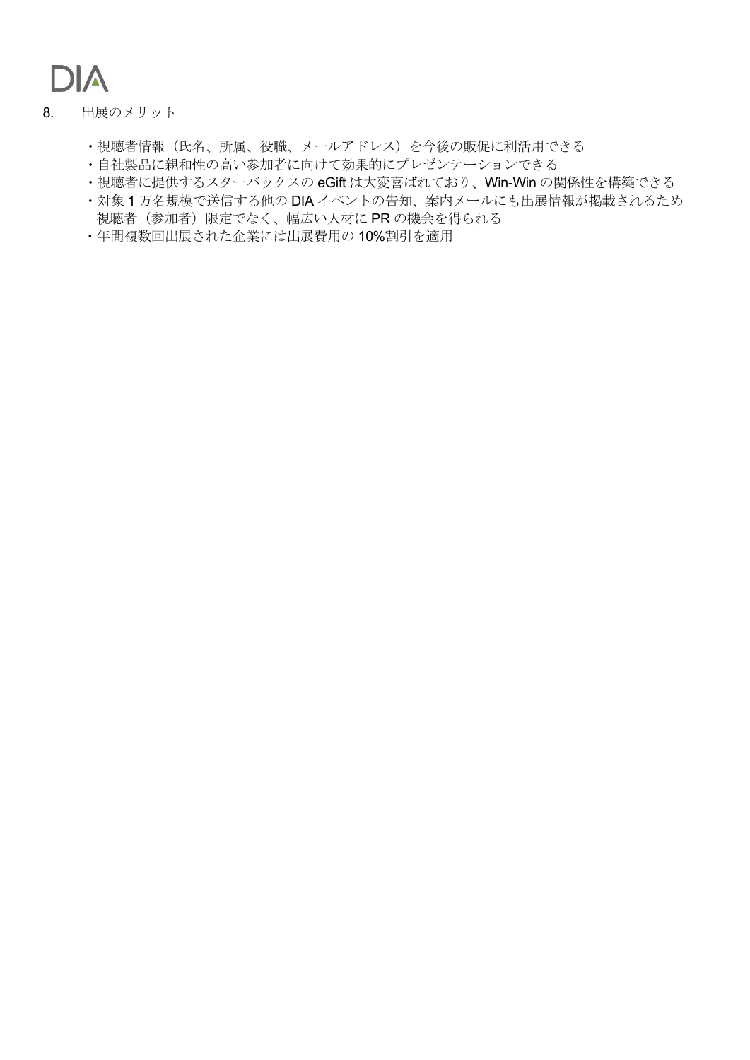8. 出展のメリット

・視聴者情報（氏名、所属、役職、メールアドレス）を今後の販促に利活用できる
・自社製品に親和性の高い参加者に向けて効果的にプレゼンテーションできる
・視聴者に提供するスターバックスの eGift は大変喜ばれており、Win-Win の関係性を構築できる
・対象 1 万名規模で送信する他の DIA イベントの告知、案内メールにも出展情報が掲載されるため視聴者（参加者）限定でなく、幅広い人材に PR の機会を得られる
・年間複数回出展された企業には出展費用の 10%割引を適用